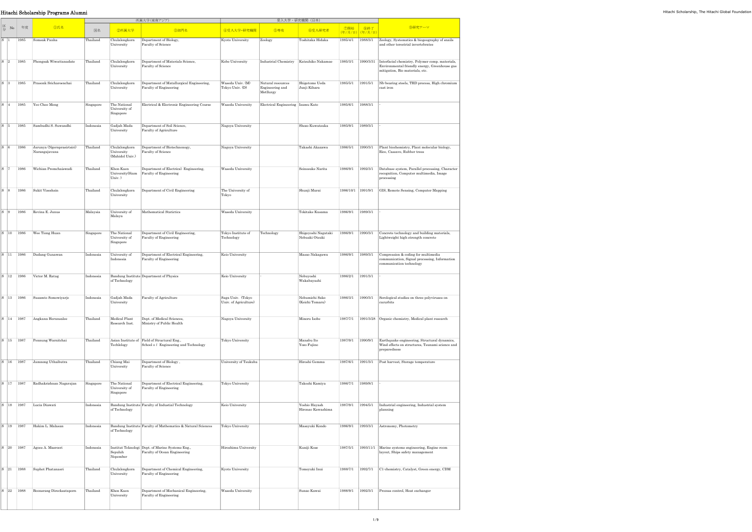# Hitachi Scholarship Programs Alumni

| 区分 | No | 年度 | ①氏名 | 所属大学(東南アジア) | | | 受入大学・研究機関（日本） | | | | | ⑨研究テーマ |
|---|---|---|---|---|---|---|---|---|---|---|---|---|
| | | | | 国名 | ②所属大学 | ③部門名 | ④受入大学・研究機関 | ⑤専攻 | ⑥受入研究者 | ⑦開始(年/月/日) | ⑧終了(年/月/日) | |
| S | 1 | 1985 | Somsak Panha | Thailand | Chulalongkorn University | Department of Biology, Faculty of Science | Kyoto University | Zoology | Toshitaka Hidaka | 1985/4/1 | 1988/3/1 | Zoology, Systematics & biogeography of snails and other terrestrial invertebrates |
| S | 2 | 1985 | Phongsak Wiwattanadate | Thailand | Chulalongkorn University | Department of Materials Science, Faculty of Science | Kobe University | Industrial Chemistry | Katsuhiko Nakamae | 1985/3/1 | 1990/3/31 | Interfacial chemistry, Polymer comp. materials, Environmental friendly energy, Greenhouse gas mitigation, Bio materials, etc. |
| S | 3 | 1985 | Prasonk Sricharoenchai | Thailand | Chulalongkorn University | Department of Matallurgical Engineering, Faculty of Engineering | Waseda Univ. (M) Tokyo Univ. (D) | Natural resources Engineering and Metllurgy | Shigetomo Ueda Junji Kihara | 1985/5/1 | 1991/5/1 | Nb-bearing steels, TRD process, High chromium cast iron |
| S | 4 | 1985 | Yeo Chee Meng | Singapore | The National University of Singapore | Electrical & Electronic Engineering Course | Waseda University | Electrical Engineering | Isamu Kato | 1985/6/1 | 1988/3/1 | - |
| S | 5 | 1985 | Sambudhi S. Suwandhi | Indonesia | Gadjah Mada University | Department of Soil Science, Faculty of Agriculture | Nagoya University | | Shozo Kuwatsuka | 1985/9/1 | 1989/3/1 | - |
| S | 6 | 1986 | Jarunya (Ngernprasirtsiri) Narangajavana | Thailand | Chulalongkorn University (Mahidol Univ.) | Department of Biotechnonogy, Faculty of Science | Nagoya University | | Takashi Akazawa | 1986/5/1 | 1990/3/1 | Plant biochemistry, Plant molecular biology, Rice, Cassava, Rubber trees |
| S | 7 | 1986 | Wichian Premchaiswadi | Thailand | Khon Kaen University(Siam Univ. ) | Department of Electrical Engineering, Faculty of Engineering | Waseda University | | Seinosuke Narita | 1986/9/1 | 1992/3/1 | Database system, Parallel processing, Character recognition, Computer multimedia, Image processing |
| S | 8 | 1986 | Sukit Viseshsin | Thailand | Chulalongkorn University | Department of Civil Engineering | The University of Tokyo | | Shunji Murai | 1986/10/1 | 1991/9/1 | GIS, Remote Sensing, Computer Mapping |
| S | 9 | 1986 | Revina E. Junus | Malaysia | University of Malaya | Mathematical Statictics | Waseda University | | Tokitake Kusama | 1986/9/1 | 1989/3/1 | - |
| S | 10 | 1986 | Wee Tiong Huan | Singapore | The National University of Singapore | Department of Civil Engineering, Faculty of Engineering | Tokyo Institute of Technology | Technology | Shigeyoshi Nagataki Nobuaki Otsuki | 1986/9/1 | 1990/3/1 | Concrete technology and building materials, Lightweight high strength concrete |
| S | 11 | 1986 | Dadang Gunawan | Indonesia | University of Indonesia | Department of Electrical Engineering, Faculty of Engineering | Keio University | | Masao Nakagawa | 1986/9/1 | 1989/3/1 | Compression & coding for multimedia communication, Signal processing, Information communication technology |
| S | 12 | 1986 | Victor M. Ratag | Indonesia | Bandung Institute of Technology | Department of Physics | Keio University | - | Nobuyoshi Wakabayashi | 1986/2/1 | 1991/3/1 | - |
| S | 13 | 1986 | Susamto Somowiyarjo | Indonesia | Gadjah Mada University | Faculty of Agriculture | Saga Univ. (Tokyo Univ. of Agriculture) | | Nobumichi Sako (Keichi Tomaru) | 1986/3/1 | 1990/3/1 | Serological studies on three polyviruses on cucurbits |
| S | 14 | 1987 | Angkana Herunsalee | Thailand | Medical Plant Research Inst. | Dept. of Medical Sciences, Ministry of Public Health | Nagoya University | | Minoru Isobe | 1987/7/1 | 1991/3/28 | Organic chemistry, Medical plant research |
| S | 15 | 1987 | Pennung Warnitchai | Thailand | Asian Institute of Techlology | Field of Structural Eng., School o f Engineering and Technology | Tokyo University | | Manabu Ito Yozo Fujino | 1987/9/1 | 1990/9/1 | Earthquake engineering, Structural dynamics, Wind effects on structures, Tsunami science and preparedness |
| S | 16 | 1987 | Jamnong Uthaibutra | Thailand | Chiang Mai University | Department of Biology , Faculty of Science | University of Tsukuba | | Hiroshi Gemma | 1987/6/1 | 1991/3/1 | Post harvest, Storage temperature |
| S | 17 | 1987 | Radhakrishnan Nagarajan | Singapore | The National University of Singapore | Department of Electrical Engineering, Faculty of Engineering | Tokyo University | | Takeshi Kamiya | 1986/7/1 | 1989/8/1 | - |
| S | 18 | 1987 | Lucia Diawati | Indonesia | Bandung Institute of Technology | Faculty of Industial Technology | Keio University | | Yoshio Hayash Hironao Kawashima | 1987/9/1 | 1994/5/1 | Industrial engineering, Industrial system planning |
| S | 19 | 1987 | Hakim L. Malasan | Indonesia | Bandung Institute of Technology | Faculty of Mathematics & Natural Sciences | Tokyo University | | Masayuki Kondo | 1986/9/1 | 1993/3/1 | Astronomy, Photometry |
| S | 20 | 1987 | Agoes A. Masroeri | Indonesia | Institut Teknologi Sepuluh Nopember | Dept. of Marine Systems Eng., Faculty of Ocean Engineering | Hiroshima University | | Kuniji Kose | 1987/5/1 | 1993/11/1 | Marine systems engineering, Engine room layout, Ships safety management |
| S | 21 | 1988 | Suphot Phatanasri | Thailand | Chulalongkorn University | Department of Chemical Engineering, Faculty of Engineering | Kyoto University | | Tomoyuki Inui | 1988/7/1 | 1992/7/1 | C1-chemistry, Catalyst, Green energy, CDM |
| S | 22 | 1988 | Boonsrang Direcksataporn | Thailand | Khon Kaen University | Department of Mechanical Engineering, Faculty of Engineering | Waseda University | | Sunao Kawai | 1988/9/1 | 1992/3/1 | Process control, Heat exchanger |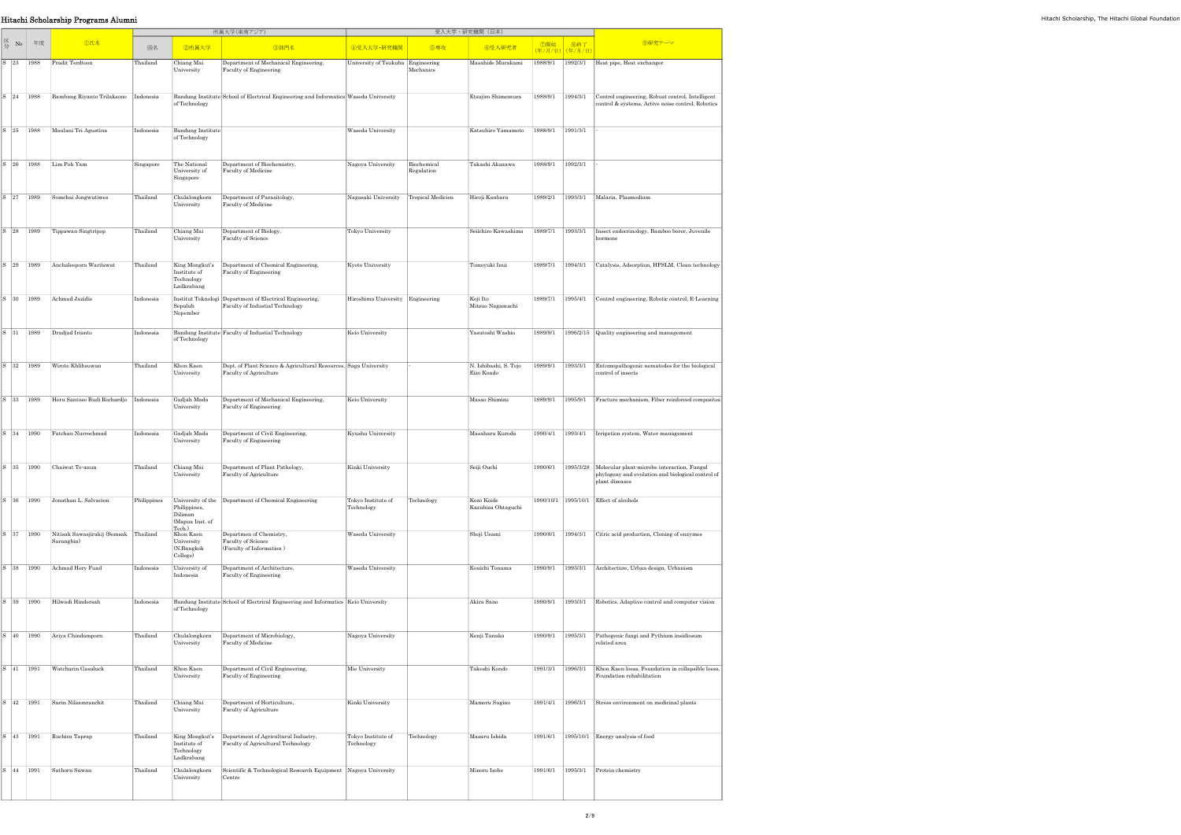| 区分 | No | 年度 | ①氏名 | 所属大学(東南アジア) | | | 受入大学・研究機関（日本） | | | | | ⑩研究テーマ |
|---|---|---|---|---|---|---|---|---|---|---|---|---|
| | | | | 国名 | ②所属大学 | ③部門名 | ④受入大学・研究機関 | ⑤専攻 | ⑥受入研究者 | ⑦開始（年/月/日） | ⑧終了（年/月/日） | |
| S | 23 | 1988 | Pradit Terdtoon | Thailand | Chiang Mai University | Department of Mechanical Engineering, Faculty of Engineering | University of Tsukuba | Engineering Mechanics | Masahide Murakami | 1988/9/1 | 1992/3/1 | Heat pipe, Heat exchanger |
| S | 24 | 1988 | Bambang Riyanto Trilaksono | Indonesia | Bandung Institute of Technology | School of Electrical Engineering and Informatics | Waseda University | | Etsujiro Shimemura | 1988/9/1 | 1994/3/1 | Control engineering, Robust control, Intelligent control & systems, Active noise control, Robotics |
| S | 25 | 1988 | Maulani Tri Agustina | Indonesia | Bandung Institute of Technology | | Waseda University | | Katsuhiro Yamamoto | 1988/9/1 | 1991/3/1 | - |
| S | 26 | 1988 | Lim Poh Yam | Singapore | The National University of Singapore | Department of Biochemistry, Faculty of Medicine | Nagoya University | Biochemical Regulation | Takashi Akazawa | 1988/9/1 | 1992/3/1 | - |
| S | 27 | 1989 | Somchai Jongwutiwes | Thailand | Chulalongkorn University | Department of Parasitology, Faculty of Medicine | Nagasaki University | Tropical Medicien | Hiroji Kanbara | 1989/2/1 | 1993/3/1 | Malaria, Plasmodium |
| S | 28 | 1989 | Tippawan Singtripop | Thailand | Chiang Mai University | Department of Biology, Faculty of Science | Tokyo University | | Soiichiro Kawashima | 1989/7/1 | 1993/3/1 | Insect endocrinology, Bamboo borer, Juvenile hormone |
| S | 29 | 1989 | Anchaleeporn Waritswat | Thailand | King Mongkut's Institute of Technology Ladkrabang | Department of Chemical Engineering, Faculty of Engineering | Kyoto University | | Tomoyuki Inui | 1989/7/1 | 1994/3/1 | Catalysis, Adsorption, HFSLM, Clean technology |
| S | 30 | 1989 | Achmad Jazidie | Indonesia | Institut Teknologi Sepuluh Nopember | Department of Electrical Engineering, Faculty of Industial Technology | Hiroshima University | Engineering | Koji Ito Mitsuo Nagamachi | 1989/7/1 | 1995/4/1 | Control engineering, Robotic control, E-Learning |
| S | 31 | 1989 | Dradjad Irianto | Indonesia | Bandung Institute of Technology | Faculty of Industial Technology | Keio University | | Yasutoshi Washio | 1989/9/1 | 1996/2/15 | Quality engineering and management |
| S | 32 | 1989 | Wirote Khlibsuwan | Thailand | Khon Kaen University | Dept. of Plant Science & Agricultural Resources, Faculty of Agriculture | Saga University | - | N. Ishibashi, S. Tojo Eizo Kondo | 1989/9/1 | 1993/3/1 | Entomopathogenic nematodes for the biological control of insects |
| S | 33 | 1989 | Heru Santoso Budi Rochardjo | Indonesia | Gadjah Mada University | Department of Mechanical Engineering, Faculty of Engineering | Keio University | | Masao Shimizu | 1989/9/1 | 1995/9/1 | Fracture mechanism, Fiber reinforced composites |
| S | 34 | 1990 | Fatchan Nurrochmad | Indonesia | Gadjah Mada University | Department of Civil Engineering, Faculty of Engineering | Kyushu University | | Masaharu Kuroda | 1990/4/1 | 1993/4/1 | Irrigation system, Water management |
| S | 35 | 1990 | Chaiwat To-anun | Thailand | Chiang Mai University | Department of Plant Pathology, Faculty of Agriculture | Kinki University | | Seiji Ouchi | 1990/6/1 | 1995/3/28 | Molecular plant-microbe interaction, Fungal phylogeny and evolution and biological control of plant diseases |
| S | 36 | 1990 | Jonathan L. Salvacion | Philippines | University of the Philippines, Diliman (Mapua Inst. of Tech.) | Department of Chemical Engineering | Tokyo Institute of Technology | Technology | Kozo Koide Kazuhisa Ohtaguchi | 1990/10/1 | 1995/10/1 | Effect of alcohols |
| S | 37 | 1990 | Nitisak Sawasjirakij (Somsak Sarangbin) | Thailand | Khon Kaen University (N.Bangkok College) | Departmen of Chemistry, Faculty of Science (Faculty of Information ) | Waseda University | | Shoji Usami | 1990/8/1 | 1994/3/1 | Citric acid production, Cloning of enzymes |
| S | 38 | 1990 | Achmad Hery Fuad | Indonesia | University of Indonesia | Department of Architecture, Faculty of Engineering | Waseda University | | Kouichi Tonuma | 1990/9/1 | 1993/3/1 | Architecture, Urban design, Urbanism |
| S | 39 | 1990 | Hilwadi Hindersah | Indonesia | Bandung Institute of Technology | School of Electrical Engneering and Informatics | Keio University | | Akira Sano | 1990/9/1 | 1993/3/1 | Robotics, Adaptive control and computer vision |
| S | 40 | 1990 | Ariya Chindamporn | Thailand | Chulalongkorn University | Department of Microbiology, Faculty of Medicine | Nagoya University | | Kenji Tanaka | 1990/9/1 | 1995/3/1 | Pathogenic fungi and Pythium insidiosum related area |
| S | 41 | 1991 | Watcharin Gasaluck | Thailand | Khon Kaen University | Department of Civil Engineering, Faculty of Engineering | Mie University | | Takeshi Kondo | 1991/3/1 | 1996/3/1 | Khon Kaen loess, Foundation in collapsible loess, Foundation rehabilitation |
| S | 42 | 1991 | Surin Nilsamranchit | Thailand | Chiang Mai University | Department of Horticulture, Faculty of Agriculture | Kinki University | | Mamoru Sugino | 1991/4/1 | 1996/3/1 | Stress environment on medicinal plants |
| S | 43 | 1991 | Ruchira Taprap | Thailand | King Mongkut's Institute of Technology Ladkrabang | Department of Agricultural Industry, Faculty of Agricultural Technology | Tokyo Institute of Technology | Technology | Masaru Ishida | 1991/6/1 | 1995/10/1 | Energy analysis of food |
| S | 44 | 1991 | Sathorn Suwan | Thailand | Chulalongkorn University | Scientific & Technological Research Equipment Centre | Nagoya University | | Minoru Isobe | 1991/6/1 | 1995/3/1 | Protein chemistry |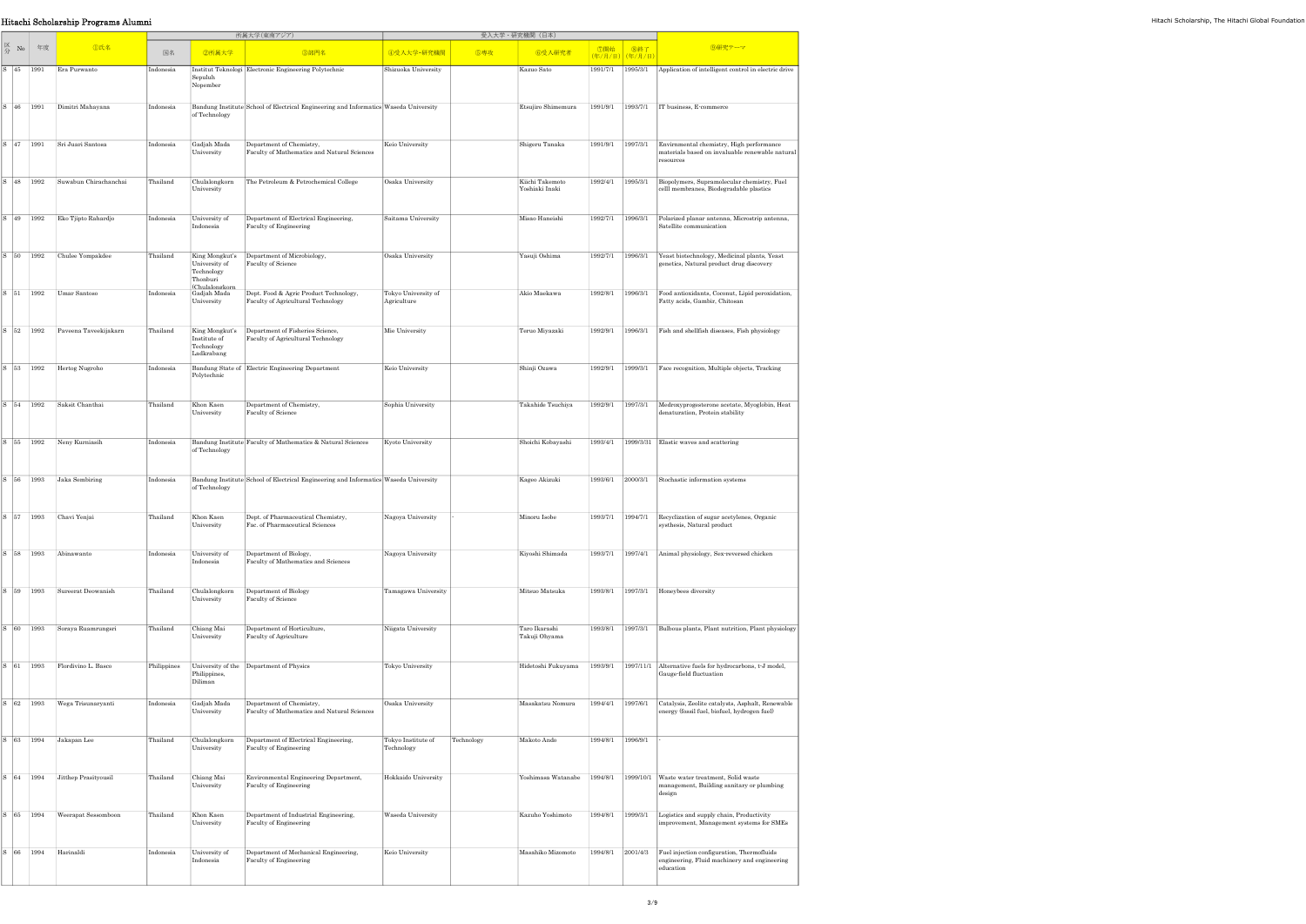| 区分 | No | 年度 | ①氏名 | 所属大学(東南アジア) | | | 受入大学・研究機関（日本） | | | | | ⑩研究テーマ |
|---|---|---|---|---|---|---|---|---|---|---|---|---|
| | | | | 国名 | ②所属大学 | ③部門名 | ④受入大学・研究機関 | ⑤専攻 | ⑥受入研究者 | ⑦開始(年/月/日) | ⑧終了(年/月/日) | |
| S | 45 | 1991 | Eru Purwanto | Indonesia | Institut Teknologi Sepuluh Nopember | Electronic Engineering Polytechnic | Shizuoka University | | Kazuo Sato | 1991/7/1 | 1995/3/1 | Application of intelligent control in electric drive |
| S | 46 | 1991 | Dimitri Mahayana | Indonesia | Bandung Institute of Technology | School of Electrical Engineering and Informatics | Waseda University | | Etsujiro Shimemura | 1991/9/1 | 1993/7/1 | IT business, E-commerce |
| S | 47 | 1991 | Sri Juari Santosa | Indonesia | Gadjah Mada University | Department of Chemistry, Faculty of Mathematics and Natural Sciences | Keio University | | Shigeru Tanaka | 1991/9/1 | 1997/3/1 | Envirnmental chemistry, High performance materials based on invaluable renewable natural resources |
| S | 48 | 1992 | Suwabun Chirachanchai | Thailand | Chulalongkorn University | The Petroleum & Petrochemical College | Osaka University | | Kiichi Takemoto Yoshiaki Inaki | 1992/4/1 | 1995/3/1 | Biopolymers, Supramolecular chemistry, Fuel celll membranes, Biodegradable plastics |
| S | 49 | 1992 | Eko Tjipto Rahardjo | Indonesia | University of Indonesia | Department of Electrical Engineering, Faculty of Engineering | Saitama University | | Misao Haneishi | 1992/7/1 | 1996/3/1 | Polarized planar antenna, Microstrip antenna, Satellite communication |
| S | 50 | 1992 | Chulee Yompakdee | Thailand | King Mongkut's University of Technology Thonburi (Chulalongkorn | Department of Microbiology, Faculty of Science | Osaka University | | Yasuji Oshima | 1992/7/1 | 1996/3/1 | Yeast biotechnology, Medicinal plants, Yeast genetics, Natural product drug discovery |
| S | 51 | 1992 | Umar Santoso | Indonesia | Gadjah Mada University | Dept. Food & Agric Product Technology, Faculty of Agricultural Technology | Tokyo University of Agriculture | | Akio Maekawa | 1992/8/1 | 1996/3/1 | Food antioxidants, Coconut, Lipid peroxidation, Fatty acids, Gambir, Chitosan |
| S | 52 | 1992 | Pavesna Taveekijakarn | Thailand | King Mongkut's Institute of Technology Ladkrabang | Department of Fisheries Science, Faculty of Agricultural Technology | Mie University | | Teruo Miyazaki | 1992/9/1 | 1996/3/1 | Fish and shellfish diseases, Fish physiology |
| S | 53 | 1992 | Hertog Nugroho | Indonesia | Bandung State of Polytechnic | Electric Engineering Department | Keio University | | Shinji Ozawa | 1992/9/1 | 1999/3/1 | Face recognition, Multiple objects, Tracking |
| S | 54 | 1992 | Saksit Chanthai | Thailand | Khon Kaen University | Department of Chemistry, Faculty of Science | Sophia University | | Takahide Tsuchiya | 1992/9/1 | 1997/3/1 | Medroxyprogesterone acetate, Myoglobin, Heat denaturation, Protein stability |
| S | 55 | 1992 | Neny Kurniasih | Indonesia | Bandung Institute of Technology | Faculty of Mathematics & Natural Sciences | Kyoto University | | Shoichi Kobayashi | 1993/4/1 | 1999/3/31 | Elastic waves and scattering |
| S | 56 | 1993 | Jaka Sembiring | Indonesia | Bandung Institute of Technology | School of Electrical Engineering and Informatics | Waseda University | | Kageo Akizuki | 1993/6/1 | 2000/3/1 | Stochastic information systems |
| S | 57 | 1993 | Chavi Yenjai | Thailand | Khon Kaen University | Dept. of Pharmaceutical Chemistry, Fac. of Pharmaceutical Sciences | Nagoya University | - | Minoru Isobe | 1993/7/1 | 1994/7/1 | Recyclization of sugar acetylenes, Organic systhesis, Natural product |
| S | 58 | 1993 | Abinawanto | Indonesia | University of Indonesia | Department of Biology, Faculty of Mathematics and Sciences | Nagoya University | | Kiyoshi Shimada | 1993/7/1 | 1997/4/1 | Animal physiology, Sex-reversed chicken |
| S | 59 | 1993 | Sureerat Deowanish | Thailand | Chulalongkorn University | Department of Biology Faculty of Science | Tamagawa University | | Mitsuo Matsuka | 1993/8/1 | 1997/3/1 | Honeybees diversity |
| S | 60 | 1993 | Soraya Ruamrungsri | Thailand | Chiang Mai University | Department of Horticulture, Faculty of Agriculture | Niigata University | | Taro Ikarashi Takuji Ohyama | 1993/8/1 | 1997/3/1 | Bulbous plants, Plant nutrition, Plant physiology |
| S | 61 | 1993 | Flordivino L. Basco | Philippines | University of the Philippines, Diliman | Department of Physics | Tokyo University | | Hidetoshi Fukuyama | 1993/9/1 | 1997/11/1 | Alternative fuels for hydrocarbons, t-J model, Gauge-field fluctuation |
| S | 62 | 1993 | Wega Trisunaryanti | Indonesia | Gadjah Mada University | Department of Chemistry, Faculty of Mathematics and Natural Sciences | Osaka University | | Masakatsu Nomura | 1994/4/1 | 1997/6/1 | Catalysis, Zeolite catalysts, Asphalt, Renewable energy (fossil fuel, biofuel, hydrogen fuel) |
| S | 63 | 1994 | Jakapan Lee | Thailand | Chulalongkorn University | Department of Electrical Engineering, Faculty of Engineering | Tokyo Institute of Technology | Technology | Makoto Ando | 1994/8/1 | 1996/9/1 | - |
| S | 64 | 1994 | Jitthep Prasityousil | Thailand | Chiang Mai University | Environmental Engineering Department, Faculty of Engineering | Hokkaido University | | Yoshimasa Watanabe | 1994/8/1 | 1999/10/1 | Waste water treatment, Solid waste management, Building sanitary or plumbing design |
| S | 65 | 1994 | Weerapat Sessomboon | Thailand | Khon Kaen University | Department of Industrial Engineering, Faculty of Engineering | Waseda University | | Kazuho Yoshimoto | 1994/8/1 | 1999/3/1 | Logistics and supply chain, Productivity improvement, Management systems for SMEs |
| S | 66 | 1994 | Harinaldi | Indonesia | University of Indonesia | Department of Mechanical Engineering, Faculty of Engineering | Keio University | | Masahiko Mizomoto | 1994/8/1 | 2001/4/3 | Fuel injection configuration, Thermofluids engineering, Fluid machinery and engineering education |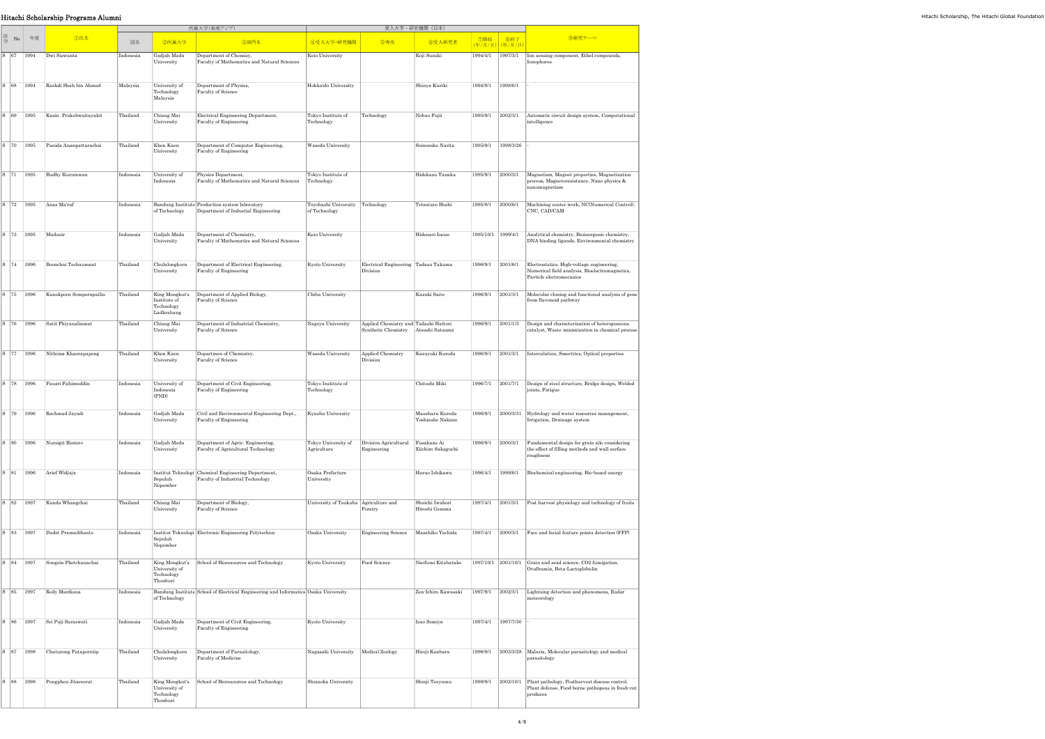| 区分 | No | 年度 | ①氏名 | 所属大学(東南アジア) | | | 受入大学・研究機関(日本) | | | | | ⑨研究テーマ |
|---|---|---|---|---|---|---|---|---|---|---|---|---|
| | | | | 国名 | ②所属大学 | ③部門名 | ④受入大学・研究機関 | ⑤専攻 | ⑥受入研究者 | ⑦開始(年/月/日) | ⑧終了(年/月/日) | |
| S | 67 | 1994 | Dwi Siswanta | Indonesia | Gadjah Mada University | Department of Chemisy, Faculty of Mathematics and Natural Sciences | Keio University | | Koji Suzuki | 1994/4/1 | 1997/3/1 | Ion sensing component, Ethel compounds, Ionophores |
| S | 68 | 1994 | Rashdi Shah bin Ahmad | Malaysia | University of Technology Malaysia | Department of Physics, Faculty of Science | Hokkaido University | | Shinya Kuriki | 1994/8/1 | 1998/6/1 | - |
| S | 69 | 1995 | Kasin Prakobwaitayakit | Thailand | Chiang Mai University | Electrical Engineering Department, Faculty of Engineering | Tokyo Institute of Technology | Technology | Nobuo Fujii | 1995/9/1 | 2002/3/1 | Automatic circuit design system, Computational intelligence |
| S | 70 | 1995 | Panida Ananpattarachai | Thailand | Khon Kaen University | Department of Computer Engineering, Faculty of Engineering | Waseda University | | Seinosuke Narita | 1995/9/1 | 1998/3/26 | - |
| S | 71 | 1995 | Budhy Kurniawan | Indonesia | University of Indonesia | Physics Department, Faculty of Mathematics and Natural Sciences | Tokyo Institute of Technology | | Hidekazu Tanaka | 1995/9/1 | 2000/3/1 | Magnetism, Magnet properties, Magnetization process, Magnetoresistance, Nano physics & nanomagnetism |
| S | 72 | 1995 | Anas Ma'ruf | Indonesia | Bandung Institute of Technology | Production system laboratory Department of Industial Engineering | Toyohashi University of Technology | Technology | Tetsutaro Hoshi | 1995/8/1 | 2000/6/1 | Machining center work, NC(Numerical Control), CNC, CAD/CAM |
| S | 73 | 1995 | Mudasir | Indonesia | Gadjah Mada University | Department of Chemistry, Faculty of Mathematics and Natural Sciences | Keio University | | Hidenari Inoue | 1995/10/1 | 1999/4/1 | Analytical chemistry, Bioinorganic chemistry, DNA binding ligands, Environmental chemistry |
| S | 74 | 1996 | Boonchai Techaumnat | Thailand | Chulalongkorn University | Department of Electrical Engineering, Faculty of Engineering | Kyoto University | Electrical Engineering Division | Tadasu Takuma | 1996/9/1 | 2001/6/1 | Electrostatics, High-voltage engineering, Numerical field analysis, Bioelectromagnetics, Particle electromecanics |
| S | 75 | 1996 | Kanokporn Sompornpailin | Thailand | King Mongkut's Institute of Technology Ladkrabang | Department of Applied Biology, Faculty of Science | Chiba University | | Kazuki Saito | 1996/9/1 | 2001/3/1 | Molecular cloning and functional analysis of gene from flavonoid pathway |
| S | 76 | 1996 | Satit Phiyanalinmat | Thailand | Chiang Mai University | Department of Industrial Chemistry, Faculty of Science | Nagoya University | Applied Chemistry and Synthetic Chemistry | Tadashi Hattori Atsushi Satsuma | 1996/9/1 | 2001/1/3 | Design and characterization of heterogeneous catalyst, Waste minimization in chemical process |
| S | 77 | 1996 | Nithima Khaorapapong | Thailand | Khon Kaen University | Departmen of Chemistry, Faculty of Science | Waseda University | Applied Chemistry Division | Kazuyuki Kuroda | 1996/9/1 | 2001/3/1 | Intercalation, Smectites, Optical properties |
| S | 78 | 1996 | Fauzri Fahimuddin | Indonesia | University of Indonesia (PND) | Department of Civil Engineering, Faculty of Engineering | Tokyo Institute of Technology | | Chitoshi Miki | 1996/7/1 | 2001/7/1 | Design of steel structure, Bridge design, Welded joints, Fatigue |
| S | 79 | 1996 | Rachmad Jayadi | Indonesia | Gadjah Mada University | Civil and Environmental Engineering Dept., Faculty of Engineering | Kyushu University | | Masaharu Kuroda Yoshisuke Nakano | 1996/9/1 | 2000/3/31 | Hydrology and water resources management, Irrigation, Drainage system |
| S | 80 | 1996 | Nursigit Bintoro | Indonesia | Gadjah Mada University | Department of Agric. Engineering, Faculty of Agricultural Technology | Tokyo University of Agriculture | Division Agricultural Engineering | Fusakazu Ai Eiichiro Sakaguchi | 1996/9/1 | 2000/3/1 | Fundamental design for grain silo considering the effect of filling methods and wall surface roughness |
| S | 81 | 1996 | Arief Widjaja | Indonesia | Institut Teknologi Sepuluh Nopember | Chemical Engineering Department, Faculty of Industrial Technology | Osaka Prefecture University | | Haruo Ishikawa | 1996/4/1 | 1999/6/1 | Biochemical engineering, Bio-based energy |
| S | 82 | 1997 | Kanda Whangchai | Thailand | Chiang Mai University | Department of Biology, Faculty of Science | University of Tsukuba | Agriculture and Forestry | Shuichi Iwahori Hiroshi Gemma | 1997/4/1 | 2001/3/1 | Post harvest physiology and technology of fruits |
| S | 83 | 1997 | Dadet Pramadihanto | Indonesia | Institut Teknologi Sepuluh Nopember | Electronic Engineering Polytechnic | Osaka University | Engineering Science | Masahiko Yachida | 1997/4/1 | 2000/3/1 | Face and facial feature points detection (FFP) |
| S | 84 | 1997 | Songsin Photchanachai | Thailand | King Mongkut's University of Technology Thonburi | School of Bioresources and Technology | Kyoto University | Food Science | Naofumi Kitabatake | 1997/10/1 | 2001/10/1 | Grain and sead science, CO2 fumigation, Ovalbumin, Beta-Lactoglobulin |
| S | 85 | 1997 | Redy Mardiana | Indonesia | Bandung Institute of Technology | School of Electrical Engineering and Informatics | Osaka University | | Zen-Ichiro Kawasaki | 1997/9/1 | 2002/3/1 | Lightning detection and phenomena, Radar meteorology |
| S | 86 | 1997 | Sri Puji Saraswati | Indonesia | Gadjah Mada University | Department of Civil Engineering, Faculty of Engineering | Kyoto University | | Isao Somiya | 1997/4/1 | 1997/7/30 | - |
| S | 87 | 1998 | Chaturong Putaporntip | Thailand | Chulalongkorn University | Department of Parasitology, Faculty of Medicine | Nagasaki University | Medical Zoology | Hiroji Kanbara | 1998/9/1 | 2003/3/28 | Malaria, Molecular parasitology and medical parasitology |
| S | 88 | 1998 | Pongphen Jitareerat | Thailand | King Mongkut's University of Technology Thonburi | School of Bioresources and Technology | Shizuoka University | | Shinji Tsuyumu | 1998/9/1 | 2002/10/1 | Plant pathology, Postharvest disease control, Plant defense, Food-borne pathogens in fresh-cut produces |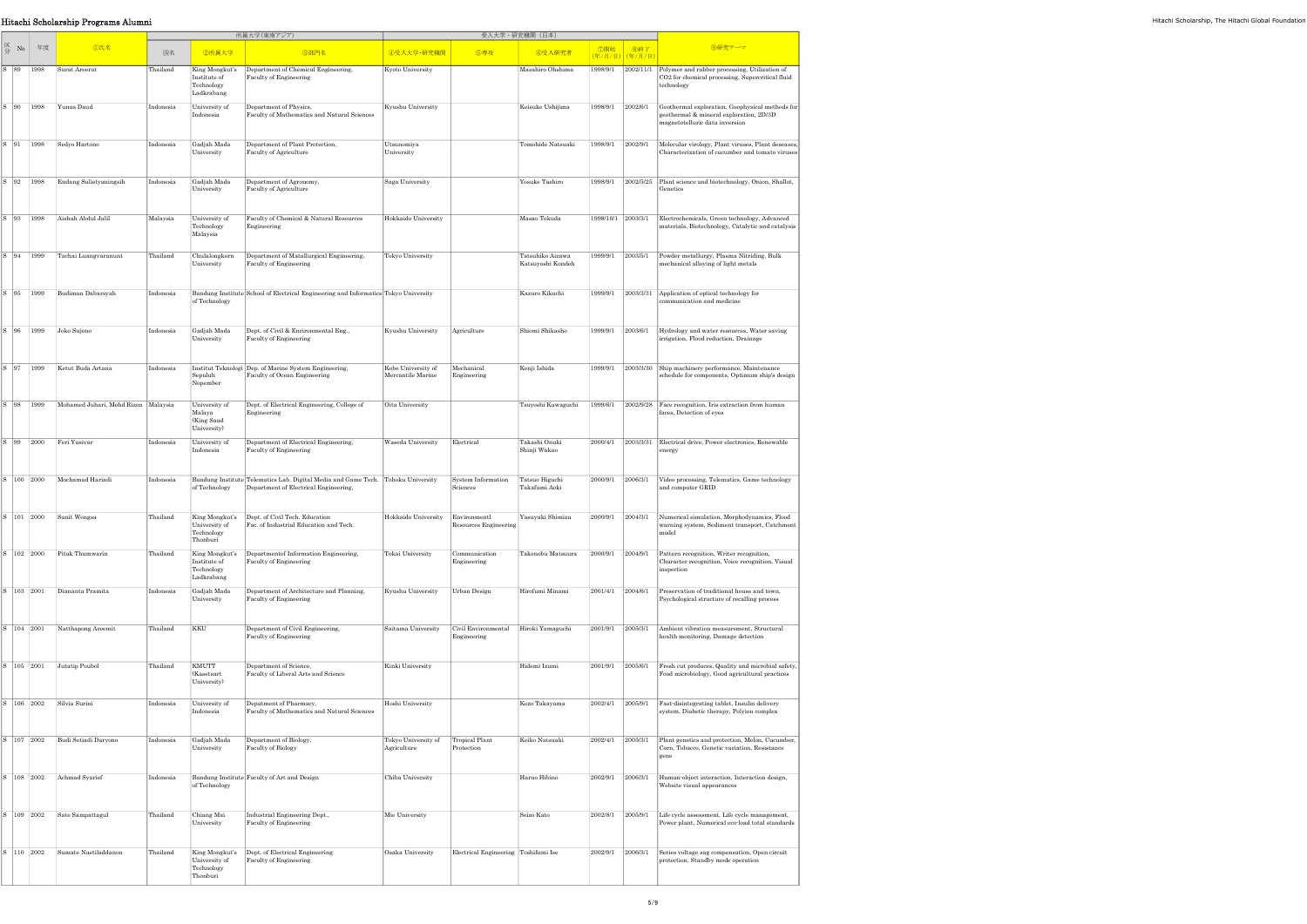# Hitachi Scholarship Programs Alumni

| 区分 | No | 年度 | ①氏名 | 所属大学(東南アジア) | | | 受入大学・研究機関(日本) | | | | | ⑨研究テーマ |
|---|---|---|---|---|---|---|---|---|---|---|---|---|
| | | | | 国名 | ②所属大学 | ③部門名 | ④受入大学･研究機関 | ⑤専攻 | ⑥受入研究者 | ⑦開始(年/月/日) | ⑧終了(年/月/日) | |
| S | 89 | 1998 | Surat Areerat | Thailand | King Mongkut's Institute of Technology Ladkrabang | Department of Chemical Engineering, Faculty of Engineering | Kyoto University | | Masahiro Ohshima | 1998/9/1 | 2002/11/1 | Polymer and rubber processing, Utilization of CO2 for chemical processing, Supercritical fluid technology |
| S | 90 | 1998 | Yunus Daud | Indonesia | University of Indonesia | Department of Physics, Faculty of Mathematics and Natural Sciences | Kyushu University | | Keisuke Ushijima | 1998/9/1 | 2002/6/1 | Geothermal exploration, Geophysical methods for geothermal & mineral exploration, 2D/3D magnetotelluric data inversion |
| S | 91 | 1998 | Sedyo Hartono | Indonesia | Gadjah Mada University | Department of Plant Protection, Faculty of Agriculture | Utsunomiya University | | Tomohide Natsuaki | 1998/9/1 | 2002/9/1 | Molecular virology, Plant viruses, Plant diseases, Characterization of cucumber and tomato viruses |
| S | 92 | 1998 | Endang Sulistyaningsih | Indonesia | Gadjah Mada University | Department of Agronomy, Faculty of Agriculture | Saga University | | Yosuke Tashiro | 1998/9/1 | 2002/5/25 | Plant science and biotechnology, Onion, Shallot, Genetics |
| S | 93 | 1998 | Aishah Abdul Jalil | Malaysia | University of Technology Malaysia | Faculty of Chemical & Natural Resources Engineering | Hokkaido University | | Masao Tokuda | 1998/10/1 | 2003/3/1 | Electrochemicals, Green technology, Advanced materials, Biotechnology, Catalytic and catalysis |
| S | 94 | 1999 | Tachai Luangvaranunt | Thailand | Chulalongkorn University | Department of Metallurgical Engineering, Faculty of Engineering | Tokyo University | | Tatsuhiko Aizawa Katsuyoshi Kondoh | 1999/9/1 | 2003/5/1 | Powder metallurgy, Plasma Nitriding, Bulk mechanical alloying of light metals |
| S | 95 | 1999 | Budiman Dabarsyah | Indonesia | Bandung Institute of Technology | School of Electrical Engineering and Informatics | Tokyo University | | Kazuro Kikuchi | 1999/9/1 | 2003/3/31 | Application of optical technology for communication and medicine |
| S | 96 | 1999 | Joko Sujono | Indonesia | Gadjah Mada University | Dept. of Civil & Environmental Eng., Faculty of Engineering | Kyushu University | Agriculture | Shiomi Shikasho | 1999/9/1 | 2003/6/1 | Hydrology and water resources, Water saving irrigation, Flood reduction, Drainage |
| S | 97 | 1999 | Ketut Buda Artana | Indonesia | Institut Teknologi Sepuluh Nopember | Dep. of Marine System Engineering, Faculty of Ocean Engineering | Kobe University of Mercantile Marine | Mechanical Engineering | Kenji Ishida | 1999/9/1 | 2003/3/30 | Ship machinery performance, Maintenance schedule for components, Optimum ship's design |
| S | 98 | 1999 | Mohamed Juhari, Mohd Rizon | Malaysia | University of Malaya (King Saud University) | Dept. of Electrical Engineering, College of Engineering | Oita University | | Tsuyoshi Kawaguchi | 1999/6/1 | 2002/9/28 | Face recognition, Iris extraction from human faces, Detection of eyes |
| S | 99 | 2000 | Feri Yusivar | Indonesia | University of Indonesia | Department of Electrical Engineering, Faculty of Engineering | Waseda University | Electrical | Takashi Onuki Shinji Wakao | 2000/4/1 | 2003/3/31 | Electrical drive, Power electronics, Renewable energy |
| S | 100 | 2000 | Mochamad Hariadi | Indonesia | Bandung Institute of Technology | Telematics Lab. Digital Media and Game Tech. Department of Electrical Engineering, | Tohoku University | System Information Sciences | Tatsuo Higuchi Takafumi Aoki | 2000/9/1 | 2006/3/1 | Video processing, Telematics, Game technology and computer GRID |
| S | 101 | 2000 | Sanit Wongsa | Thailand | King Mongkut's University of Technology Thonburi | Dept. of Civil Tech. Education Fac. of Industrial Education and Tech. | Hokkaido University | Environmentl Resources Engineering | Yasuyuki Shimizu | 2000/9/1 | 2004/3/1 | Numerical simulation, Morphodynamics, Flood warning system, Sediment transport, Catchment model |
| S | 102 | 2000 | Pitak Thumwarin | Thailand | King Mongkut's Institute of Technology Ladkrabang | Departmentof Information Engineering, Faculty of Engineering | Tokai University | Communication Engineering | Takenobu Matsuura | 2000/9/1 | 2004/9/1 | Pattern recognition, Writer recognition, Character recognition, Voice recognition, Visual inspection |
| S | 103 | 2001 | Diananta Pramita | Indonesia | Gadjah Mada University | Department of Architecture and Planning, Faculty of Engineering | Kyushu University | Urban Design | Hirofumi Minami | 2001/4/1 | 2004/6/1 | Preservation of traditional house and town, Psychological structure of recalling process |
| S | 104 | 2001 | Natthapong Areemit | Thailand | KKU | Department of Civil Engineering, Faculty of Engineering | Saitama University | Civil Environmental Engineering | Hiroki Yamaguchi | 2001/9/1 | 2005/3/1 | Ambient vibration measurement, Structural health monitoring, Damage detection |
| S | 105 | 2001 | Jutatip Poubol | Thailand | KMUTT (Kasetsart University) | Department of Science, Faculty of Liberal Arts and Science | Kinki University | | Hidemi Izumi | 2001/9/1 | 2005/6/1 | Fresh cut produces, Quality and microbial safety, Food microbiology, Good agricultural practices |
| S | 106 | 2002 | Silvia Surini | Indonesia | University of Indonesia | Depatment of Pharmacy, Faculty of Mathematics and Natural Sciences | Hoshi University | | Kozo Takayama | 2002/4/1 | 2005/9/1 | Fast-disintegrating tablet, Insulin delivery system, Diabetic therapy, Polyion complex |
| S | 107 | 2002 | Budi Setiadi Daryono | Indonesia | Gadjah Mada University | Department of Biology, Faculty of Biology | Tokyo University of Agriculture | Tropical Plant Protection | Keiko Natsuaki | 2002/4/1 | 2005/3/1 | Plant genetics and protection, Melon, Cucumber, Corn, Tobacco, Genetic variation, Resistance gene |
| S | 108 | 2002 | Achmad Syarief | Indonesia | Bandung Institute of Technology | Faculty of Art and Design | Chiba University | | Haruo Hibino | 2002/9/1 | 2006/3/1 | Human-object interaction, Interaction design, Website visual appearances |
| S | 109 | 2002 | Sate Sampattagul | Thailand | Chiang Mai University | Industrial Engineering Dept., Faculty of Engineering | Mie University | | Seizo Kato | 2002/8/1 | 2005/9/1 | Life cycle assessment, Life cycle management, Power plant, Numerical eco-load total standards |
| S | 110 | 2002 | Sumate Naetiladdanon | Thailand | King Mongkut's University of Technology Thonburi | Dept. of Electrical Engineering Faculty of Engineering | Osaka University | Electrical Engineering | Toshifumi Ise | 2002/9/1 | 2006/3/1 | Series voltage sag compensation, Open circuit protection, Standby mode operation |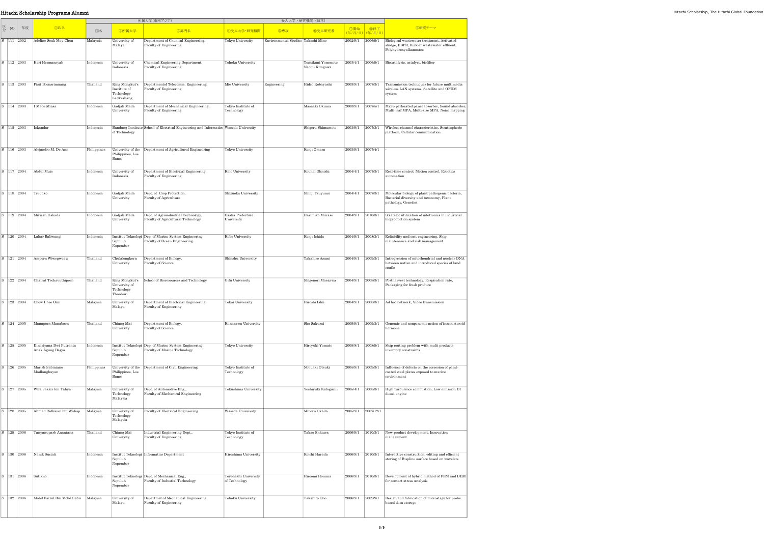| 区分 | No | 年度 | ①氏名 | 所属大学（東南アジア） | | | 受入大学・研究機関（日本） | | | ⑦開始(年/月/日) | ⑧終了(年/月/日) | ⑨研究テーマ |
|---|---|---|---|---|---|---|---|---|---|---|---|---|
| | | | | 国名 | ②所属大学 | ③部門名 | ④受入大学・研究機関 | ⑤専攻 | ⑥受入研究者 | | | |
| S | 111 | 2002 | Adeline Seak May Chua | Malaysia | University of Malaya | Department of Chenical Engineering, Faculty of Engineering | Tokyo University | Environmental Studies | Takashi Mino | 2002/9/1 | 2006/9/1 | Biological wastewater treatment, Activated sludge, EBPR, Rubber wastewater effluent, Polyhydroxyalkanoates |
| S | 112 | 2003 | Heri Hermansyah | Indonesia | University of Indonesia | Chemical Engineering Department, Faculty of Engineering | Tohoku University | | Toshikuni Yonemoto Naomi Kitagawa | 2003/4/1 | 2006/9/1 | Biocatalysis, catalyst, biofilter |
| S | 113 | 2003 | Pisit Boonsrimuang | Thailand | King Mongkut's Institute of Technology Ladkrabang | Departmentof Telecomm. Engineering, Faculty of Engineering | Mie University | Engineering | Hideo Kobayashi | 2003/9/1 | 2007/3/1 | Transmission techniques for future multimedia wireless LAN systems, Satellite and OFDM system |
| S | 114 | 2003 | I Made Miasa | Indonesia | Gadjah Mada University | Department of Mechanical Engineering, Faculty of Engineering | Tokyo Institute of Technology | | Masaaki Okuma | 2003/9/1 | 2007/5/1 | Micro-perforated panel absorber, Sound absorber, Multi-leaf MPA, Multi-size MPA, Noise mapping |
| S | 115 | 2003 | Iskandar | Indonesia | Bandung Institute of Technology | School of Electrical Engineering and Informatics | Waseda University | | Shigeru Shimamoto | 2003/9/1 | 2007/3/1 | Wireless channel characteristics, Stratospheric platform, Cellular communication |
| S | 116 | 2003 | Alejandro M. De Asis | Philippines | University of the Philippines, Los Banos | Department of Agricultural Engineering | Tokyo University | | Kenji Omasa | 2003/9/1 | 2007/4/1 | - |
| S | 117 | 2004 | Abdul Muis | Indonesia | University of Indonesia | Department of Electrical Engineering, Faculty of Engineering | Keio University | | Kouhei Ohnishi | 2004/4/1 | 2007/3/1 | Real-time control, Motion control, Robotics automation |
| S | 118 | 2004 | Tri Joko | Indonesia | Gadjah Mada University | Dept. of Crop Protection, Faculty of Agriculture | Shizuoka University | | Shinji Tsuyumu | 2004/4/1 | 2007/3/1 | Molecular biology of plant pathogenic bacteria, Bacterial diversity and taxonomy, Plant pathology, Genetics |
| S | 119 | 2004 | Mirwan Ushada | Indonesia | Gadjah Mada University | Dept. of Agroindustrial Technology, Faculty of Agricultural Technology | Osaka Prefecture University | | Haruhiko Murase | 2004/9/1 | 2010/3/1 | Strategic utilization of infotronics in industrial bioproduction system |
| S | 120 | 2004 | Lahar Baliwangi | Indonesia | Institut Teknologi Sepuluh Nopember | Dep. of Marine System Engineering, Faculty of Ocean Engineering | Kobe University | | Kenji Ishida | 2004/9/1 | 2008/3/1 | Reliability and cost engineering, Ship maintenance and risk management |
| S | 121 | 2004 | Amporn Wiwegweaw | Thailand | Chulalongkorn University | Department of Biology, Faculty of Science | Shinshu University | | Takahiro Asami | 2004/9/1 | 2009/3/1 | Introgression of mitochondrial and nuclear DNA between native and introduced species of land snails |
| S | 122 | 2004 | Chairat Techavuthiporn | Thailand | King Mongkut's University of Technology Thonburi | School of Bioresources and Technology | Gifu University | | Shigenori Maezawa | 2004/9/1 | 2008/3/1 | Postharvest technology, Respiration rate, Packaging for fresh produce |
| S | 123 | 2004 | Chow Chee Onn | Malaysia | University of Malaya | Department of Electcical Engineering, Faculty of Engineering | Tokai University | | Hiroshi Ishii | 2004/9/1 | 2008/3/1 | Ad hoc network, Video transmission |
| S | 124 | 2005 | Manaporn Manaboon | Thailand | Chiang Mai University | Department of Biology, Faculty of Science | Kanazawa University | | Sho Sakurai | 2005/9/1 | 2009/3/1 | Genomic and nongenomic action of insect steroid hormone |
| S | 125 | 2005 | Dinariyana Dwi Putranta Anak Agung Bagus | Indonesia | Institut Teknologi Sepuluh Nopember | Dep. of Marine System Engineering, Faculty of Marine Technology | Tokyo University | | Hiroyuki Yamato | 2005/8/1 | 2008/9/1 | Ship routing problem with multi products inventory constraints |
| S | 126 | 2005 | Marish Sabiniano Madlangbayan | Philippines | University of the Philippines, Los Banos | Department of Civil Engineering | Tokyo Institute of Technology | | Nobuaki Otsuki | 2005/9/1 | 2009/3/1 | Influence of defects on the corrosion of paint-coated steel plates exposed to marine environment |
| S | 127 | 2005 | Wira Jazair bin Yahya | Malaysia | University of Technology Malaysia | Dept. of Automotive Eng., Faculty of Mechanical Engineering | Tokushima University | | Yoshiyuki Kidoguchi | 2005/4/1 | 2008/3/1 | High turbulence combustion, Low emission DI diesel engine |
| S | 128 | 2005 | Ahmad Ridhwan bin Wahap | Malaysia | University of Technology Malaysia | Faculty of Electrical Engineering | Waseda University | | Minoru Okada | 2005/9/1 | 2007/12/1 | - |
| S | 129 | 2006 | Tanyanuparb Anantana | Thailand | Chiang Mai University | Industrial Engineering Dept., Faculty of Engineering | Tokyo Institute of Technology | | Takao Enkawa | 2006/9/1 | 2010/3/1 | New product development, Innovation management |
| S | 130 | 2006 | Nanik Suciati | Indonesia | Institut Teknologi Sepuluh Nopember | Informatics Department | Hiroshima University | | Koichi Harada | 2006/9/1 | 2010/3/1 | Interactive construction, editing and efficient storing of B-spline surface based on wavelets |
| S | 131 | 2006 | Sutikno | Indonesia | Institut Teknologi Sepuluh Nopember | Dept. of Mechanical Eng., Faculty of Industrial Technology | Toyohashi University of Technology | | Hiroomi Homma | 2006/9/1 | 2010/3/1 | Development of hybrid method of FEM and DEM for contact stress analysis |
| S | 132 | 2006 | Mohd Faizul Bin Mohd Sabri | Malaysia | University of Malaya | Departmet of Mechanical Engineering, Faculty of Engineering | Tohoku University | | Takahito Ono | 2006/9/1 | 2009/9/1 | Design and fabrication of microstage for probe-based data storage |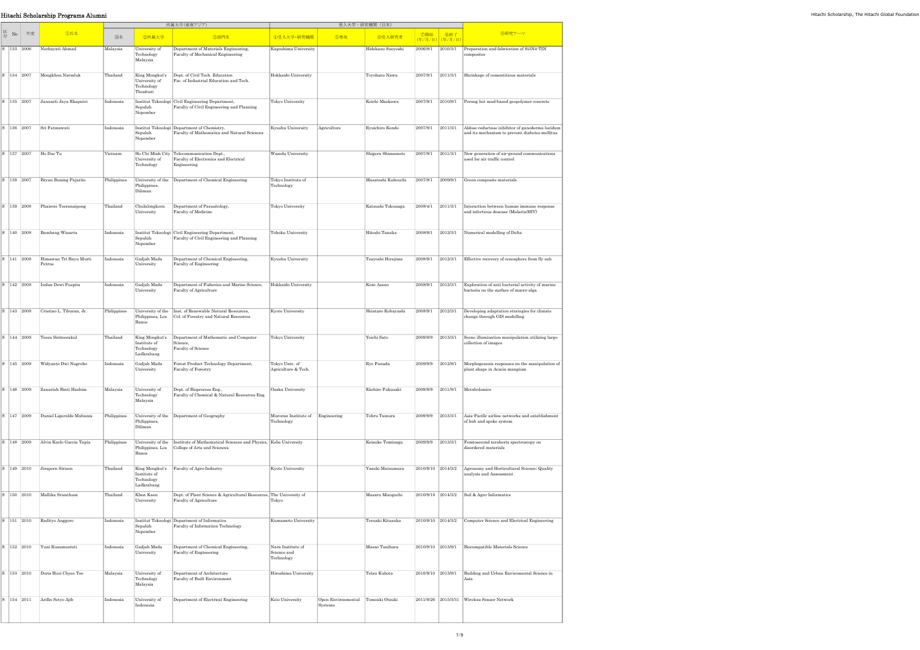# Hitachi Scholarship Programs Alumni

| 区分 | No | 年度 | ①氏名 | 所属大学(東南アジア) | | | 受入大学・研究機関(日本) | | | | | ⑨研究テーマ |
|---|---|---|---|---|---|---|---|---|---|---|---|---|
| | | | | 国名 | ②所属大学 | ③部門名 | ④受入大学・研究機関 | ⑤専攻 | ⑥受入研究者 | ⑦開始(年/月/日) | ⑧終了(年/月/日) | |
| S | 133 | 2006 | Norhayati Ahmad | Malaysia | University of Technology Malaysia | Department of Materials Engineering, Faculty of Mechanical Engineering | Kagoshima University | | Hidekazu Sueyoshi | 2006/9/1 | 2010/3/1 | Preparation and fabrication of Si3N4-TiN composites |
| S | 134 | 2007 | Mongkhon Narmluk | Thailand | King Mongkut's University of Technology Thonburi | Dept. of Civil Tech. Education Fac. of Industrial Education and Tech. | Hokkaido University | | Toyoharu Nawa | 2007/9/1 | 2011/3/1 | Shrinkage of cementitious materials |
| S | 135 | 2007 | Januarti Jaya Ekaputri | Indonesia | Institut Teknologi Sepuluh Nopember | Civil Engineering Department, Faculty of Civil Engineering and Planning | Tokyo University | | Koichi Maekawa | 2007/9/1 | 2010/9/1 | Porong hot mud-based geopolymer concrete |
| S | 136 | 2007 | Sri Fatmawati | Indonesia | Institut Teknologi Sepuluh Nopember | Department of Chemistry, Faculty of Mathematics and Natural Sciences | Kyushu University | Agriculture | Ryuichiro Kondo | 2007/9/1 | 2011/3/1 | Aldose reductase inhibitor of ganoderma lucidum and its mechanism to prevent diabetes mellitus |
| S | 137 | 2007 | Ho Dac Tu | Vietnam | Ho Chi Minh City University of Technology | Telecommunication Dept., Faculty of Electronics and Electrical Engineering | Waseda University | | Shigeru Shimamoto | 2007/9/1 | 2011/3/1 | New generation of air-ground communications used for air traffic control |
| S | 138 | 2007 | Bryan Buning Pajarito | Philippines | University of the Philippines, Diliman | Department of Chemical Engineering | Tokyo Institute of Technology | | Masatoshi Kubouchi | 2007/9/1 | 2009/9/1 | Green composite materials |
| S | 139 | 2008 | Phairote Teeranaipong | Thailand | Chulalongkorn University | Department of Parasitology, Faculty of Medicine | Tokyo University | | Katsushi Tokunaga | 2008/4/1 | 2011/3/1 | Interaction between human immune response and infectious desease (Malaria/HIV) |
| S | 140 | 2008 | Bambang Winarta | Indonesia | Institut Teknologi Sepuluh Nopember | Civil Engineering Department, Faculty of Civil Engineering and Planning | Tohoku University | | Hitoshi Tanaka | 2008/9/1 | 2012/3/1 | Numerical modelling of Delta |
| S | 141 | 2008 | Himawan Tri Bayu Murti Petrus | Indonesia | Gadjah Mada University | Department of Chemical Engineering, Faculty of Engineering | Kyushu University | | Tsuyoshi Hirajima | 2008/9/1 | 2012/3/1 | Effective recovery of cenosphere from fly ash |
| S | 142 | 2008 | Indun Dewi Puspita | Indonesia | Gadjah Mada University | Department of Fisheries and Marine Science, Faculty of Agriculture | Hokkaido University | | Kozo Asano | 2008/9/1 | 2012/3/1 | Exploration of anti bacterial activity of marine bacteria on the surface of macro-alga |
| S | 143 | 2008 | Cristino L. Tiburan, Jr. | Philippines | University of the Philippines, Los Banos | Inst. of Renewable Natural Resources, Col. of Forestry and Natural Resources | Kyoto University | | Shintaro Kobayashi | 2008/9/1 | 2012/3/1 | Developing adaptation strategies for climate change through GIS modelling |
| S | 144 | 2009 | Teera Siriteerakul | Thailand | King Mongkut's Institute of Technology Ladkrabang | Department of Mathematic and Computer Science, Faculty of Science | Tokyo University | | Yoichi Sato | 2009/9/9 | 2013/3/1 | Scene illumination manipulation utilizing large collection of images |
| S | 145 | 2009 | Widyanto Dwi Nugroho | Indonesia | Gadjah Mada University | Forest Product Technology Department, Faculty of Forestry | Tokyo Univ. of Agriculture & Tech. | | Ryo Funada | 2009/9/9 | 2012/9/1 | Morphogenesis responses on the manipulation of plant shape in Acacia mangium |
| S | 146 | 2009 | Zanariah Binti Hashim | Malaysia | University of Technology Malaysia | Dept. of Bioprocess Eng., Faculty of Chemical & Natural Resources Eng. | Osaka University | | Eiichiro Fukusaki | 2009/9/9 | 2011/9/1 | Metabolomics |
| S | 147 | 2009 | Daniel Ligeralde Mabazza | Philippines | University of the Philippines, Diliman | Department of Geography | Muroran Institute of Technology | Engineering | Tohru Tamura | 2009/9/9 | 2013/3/1 | Asia-Pacific airline networks and establishment of hub and spoke system |
| S | 148 | 2009 | Alvin Karlo Garcia Tapia | Philippines | University of the Philippines, Los Banos | Institute of Mathematical Sciences and Physics, College of Arts and Sciences | Kobe University | | Keisuke Tominaga | 2009/9/9 | 2013/3/1 | Femtosecond terahertz spectroscopy on disordered materials |
| S | 149 | 2010 | Jiraporn Sirison | Thailand | King Mongkut's Institute of Technology Ladkrabang | Faculty of Agro-Industry | Kyoto University | | Yasuki Matsumura | 2010/9/10 | 2014/3/2 | Agronomy and Horticultural Science: Quality analysis and Assessment |
| S | 150 | 2010 | Mallika Srisutham | Thailand | Khon Kaen University | Dept. of Plant Science & Agricultural Resources, Faculty of Agriculture | The University of Tokyo | | Masaru Mizoguchi | 2010/9/10 | 2014/3/2 | Soil & Agro-Informatics |
| S | 151 | 2010 | Radityo Anggoro | Indonesia | Institut Teknologi Sepuluh Nopember | Department of Informatics Faculty of Information Technology | Kumamoto University | | Teruaki Kitasuka | 2010/9/10 | 2014/3/2 | Computer Science and Electrical Engineering |
| S | 152 | 2010 | Yuni Kusumastuti | Indonesia | Gadjah Mada University | Department of Chemical Engineering, Faculty of Engineering | Nara Institute of Science and Technology | | Masao Tanihara | 2010/9/10 | 2013/9/1 | Biocompatible Materials Science |
| S | 153 | 2010 | Doris Hooi Chyee Toe | Malaysia | University of Technology Malaysia | Department of Architecture Faculty of Built Environment | Hiroshima University | | Tetsu Kubota | 2010/9/10 | 2013/9/1 | Building and Urban Enviromental Science in Asia |
| S | 154 | 2011 | Arifin Setyo Ajib | Indonesia | University of Indonesia | Department of Electrical Engineering | Keio University | Open Environmental Systems | Tomoaki Otsuki | 2011/9/26 | 2015/3/31 | Wireless Sensor Network |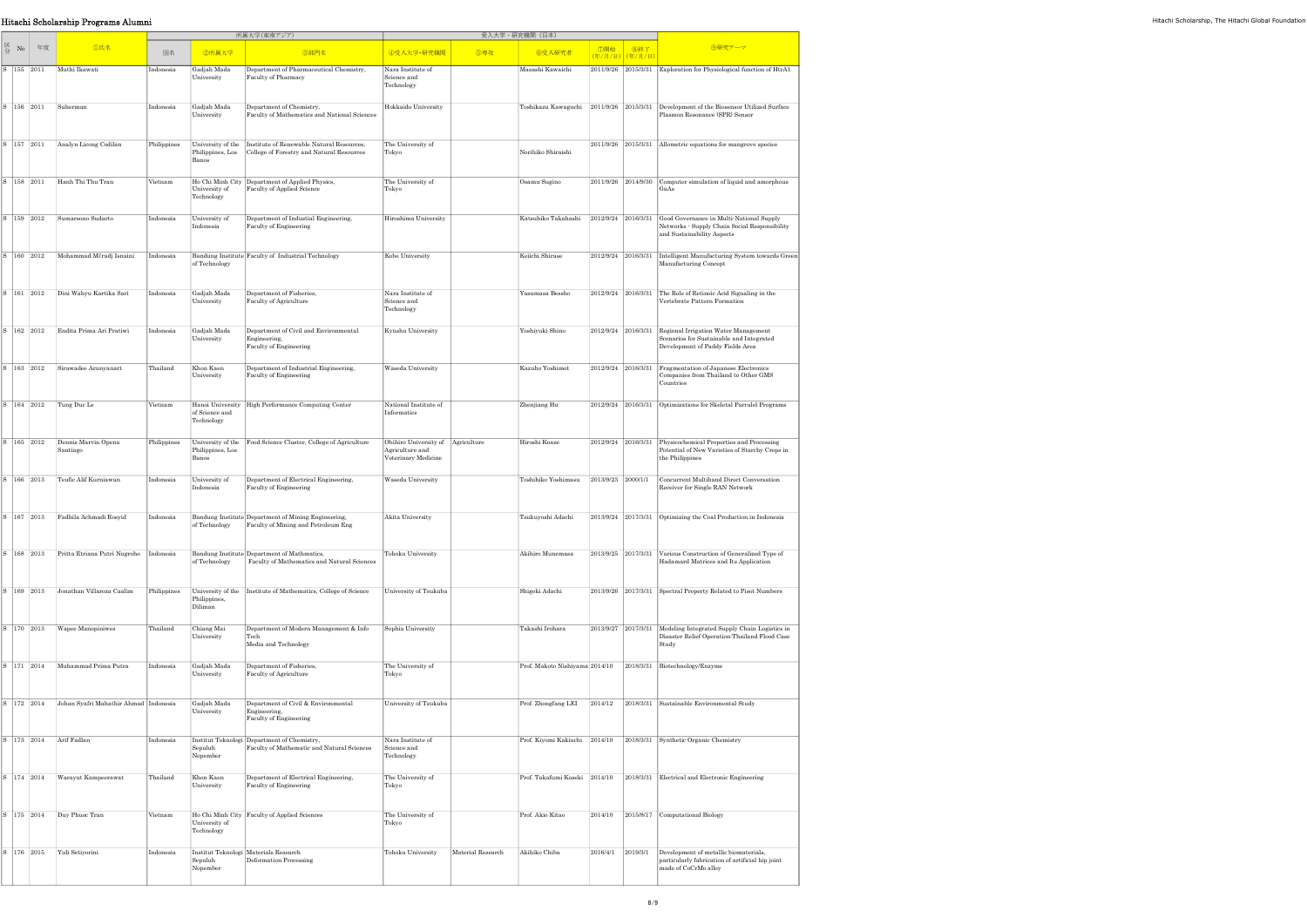# Hitachi Scholarship Programs Alumni

| 区分 | No | 年度 | ①氏名 | 所属大学（東南アジア） | | | 受入大学・研究機関（日本） | | | | | ⑨研究テーマ |
|---|---|---|---|---|---|---|---|---|---|---|---|---|
| | | | | 国名 | ②所属大学 | ③部門名 | ④受入大学・研究機関 | ⑤専攻 | ⑥受入研究者 | ⑦開始（年/月/日） | ⑧終了（年/月/日） | |
| S | 155 | 2011 | Muthi Ikawati | Indonesia | Gadjah Mada University | Department of Pharmaceutical Chemistry, Faculty of Pharmacy | Nara Institute of Science and Technology | | Masashi Kawaichi | 2011/9/26 | 2015/3/31 | Exploration for Physiological function of HtrA1 |
| S | 156 | 2011 | Suherman | Indonesia | Gadjah Mada University | Department of Chemistry, Faculty of Mathematics and National Sciences | Hokkaido University | | Toshikazu Kawaguchi | 2011/9/26 | 2015/3/31 | Development of the Biosensor Utilized Surface Plasmon Resonance (SPR) Sensor |
| S | 157 | 2011 | Analyn Licong Codilan | Philippines | University of the Philippines, Los Banos | Institute of Renewable Natural Resources, College of Forestry and Natural Resources | The University of Tokyo | | Norihiko Shiraishi | 2011/9/26 | 2015/3/31 | Allometric equations for mangrove species |
| S | 158 | 2011 | Hanh Thi Thu Tran | Vietnam | Ho Chi Minh City University of Technology | Department of Applied Physics, Faculty of Applied Science | The University of Tokyo | | Osamu Sugino | 2011/9/26 | 2014/9/30 | Computer simulation of liquid and amorphous GaAs |
| S | 159 | 2012 | Sumarsono Sudarto | Indonesia | University of Indonesia | Department of Industial Engineering, Faculty of Engineering | Hiroshima University | | Katsuhiko Takahashi | 2012/9/24 | 2016/3/31 | Good Governance in Multi-National Supply Networks - Supply Chain Social Responsibility and Sustainability Aspects |
| S | 160 | 2012 | Mohammad Mi'radj Isnaini | Indonesia | Bandung Institute of Technology | Faculty of Industrial Technology | Kobe University | | Keiichi Shirase | 2012/9/24 | 2016/3/31 | Intelligent Manufacturing System towards Green Manufacturing Concept |
| S | 161 | 2012 | Dini Wahyu Kartika Sari | Indonesia | Gadjah Mada University | Department of Fisheries, Faculty of Agriculture | Nara Institute of Science and Technology | | Yasumasa Bessho | 2012/9/24 | 2016/3/31 | The Role of Retinoic Acid Signaling in the Vertebrate Pattern Formation |
| S | 162 | 2012 | Endita Prima Ari Pratiwi | Indonesia | Gadjah Mada University | Department of Civil and Environmental Engineering, Faculty of Engineering | Kyushu University | | Yoshiyuki Shino | 2012/9/24 | 2016/3/31 | Regional Irrigation Water Management Scenarios for Sustainable and Integrated Development of Paddy Fields Area |
| S | 163 | 2012 | Sirawadee Arunyanart | Thailand | Khon Kaen University | Department of Industrial Engineering, Faculty of Engineering | Waseda University | | Kazuho Yoshimot | 2012/9/24 | 2016/3/31 | Fragmentation of Japanese Electronics Companies from Thailand to Other GMS Countries |
| S | 164 | 2012 | Tung Duc Le | Vietnam | Hanoi University of Science and Technology | High Performance Computing Center | National Institute of Informatics | | Zhenjiang Hu | 2012/9/24 | 2016/3/31 | Optimizations for Skeletal Parralel Programs |
| S | 165 | 2012 | Dennis Marvin Opena Santiago | Philippines | University of the Philippines, Los Banos | Food Science Cluster, College of Agriculture | Obihiro University of Agriculture and Veterinary Medicine | Agriculture | Hiroshi Koaze | 2012/9/24 | 2016/3/31 | Physicochemical Properties and Processing Potential of New Varieties of Starchy Crops in the Philippines |
| S | 166 | 2013 | Teufic Alif Kurniawan | Indonesia | University of Indonesia | Department of Electrical Engineering, Faculty of Engineering | Waseda University | | Toshihiko Yoshimasu | 2013/9/23 | 2000/1/1 | Concurrent Multiband Direct Conversation Receiver for Single RAN Network |
| S | 167 | 2013 | Fadhila Achmadi Rosyid | Indonesia | Bandung Institute of Technology | Department of Mining Engineering, Faculty of Mining and Petroleum Eng | Akita University | | Tsukuyoshi Adachi | 2013/9/24 | 2017/3/31 | Optimizing the Coal Production in Indonesia |
| S | 168 | 2013 | Pritta Etriana Putri Nugroho | Indonesia | Bandung Institute of Technology | Department of Mathmatics, Faculty of Mathematics and Natural Sciences | Tohoku University | | Akihiro Munemasa | 2013/9/25 | 2017/3/31 | Various Construction of Generalized Type of Hadamard Matrices and Its Application |
| S | 169 | 2013 | Jonathan Villaroza Caalim | Philippines | University of the Philippines, Diliman | Institute of Mathematics, College of Science | University of Tsukuba | | Shigeki Adachi | 2013/9/26 | 2017/3/31 | Spectral Property Related to Pisot Numbers |
| S | 170 | 2013 | Wapee Manopiniwes | Thailand | Chiang Mai University | Department of Modern Management & Info Tech Media and Technology | Sophia University | | Takashi Irohara | 2013/9/27 | 2017/3/31 | Modeling Integrated Supply Chain Logistics in Disaster Relief Operation-Thailand Flood Case Study |
| S | 171 | 2014 | Muhammad Prima Putra | Indonesia | Gadjah Mada University | Department of Fisheries, Faculty of Agriculture | The University of Tokyo | | Prof. Makoto Nishiyama | 2014/10 | 2018/3/31 | Biotechnology/Enzyme |
| S | 172 | 2014 | Johan Syafri Mahathir Ahmad | Indonesia | Gadjah Mada University | Department of Civil & Environmental Engineering, Faculty of Engineering | University of Tsukuba | | Prof. Zhongfang LEI | 2014/12 | 2018/3/31 | Sustainable Environmental Study |
| S | 173 | 2014 | Arif Fadlan | Indonesia | Institut Teknologi Sepuluh Nopember | Department of Chemistry, Faculty of Mathematic and Natural Sciences | Nara Institute of Science and Technology | | Prof. Kiyomi Kakiuchi | 2014/10 | 2018/3/31 | Synthetic Organic Chemistry |
| S | 174 | 2014 | Warayut Kampeerawat | Thailand | Khon Kaen University | Department of Electrical Engineering, Faculty of Engineering | The University of Tokyo | | Prof. Takafumi Koseki | 2014/10 | 2018/3/31 | Electrical and Electronic Engineering |
| S | 175 | 2014 | Duy Phuoc Tran | Vietnam | Ho Chi Minh City University of Technology | Faculty of Applied Sciences | The University of Tokyo | | Prof. Akio Kitao | 2014/10 | 2015/8/17 | Computational Biology |
| S | 176 | 2015 | Yuli Setiyorini | Indonesia | Institut Teknologi Sepuluh Nopember | Materials Research Deformation Processing | Tohoku University | Material Research | Akihiko Chiba | 2016/4/1 | 2019/3/1 | Development of metallic biomaterials, particularly fabrication of artificial hip joint made of CoCrMo alloy |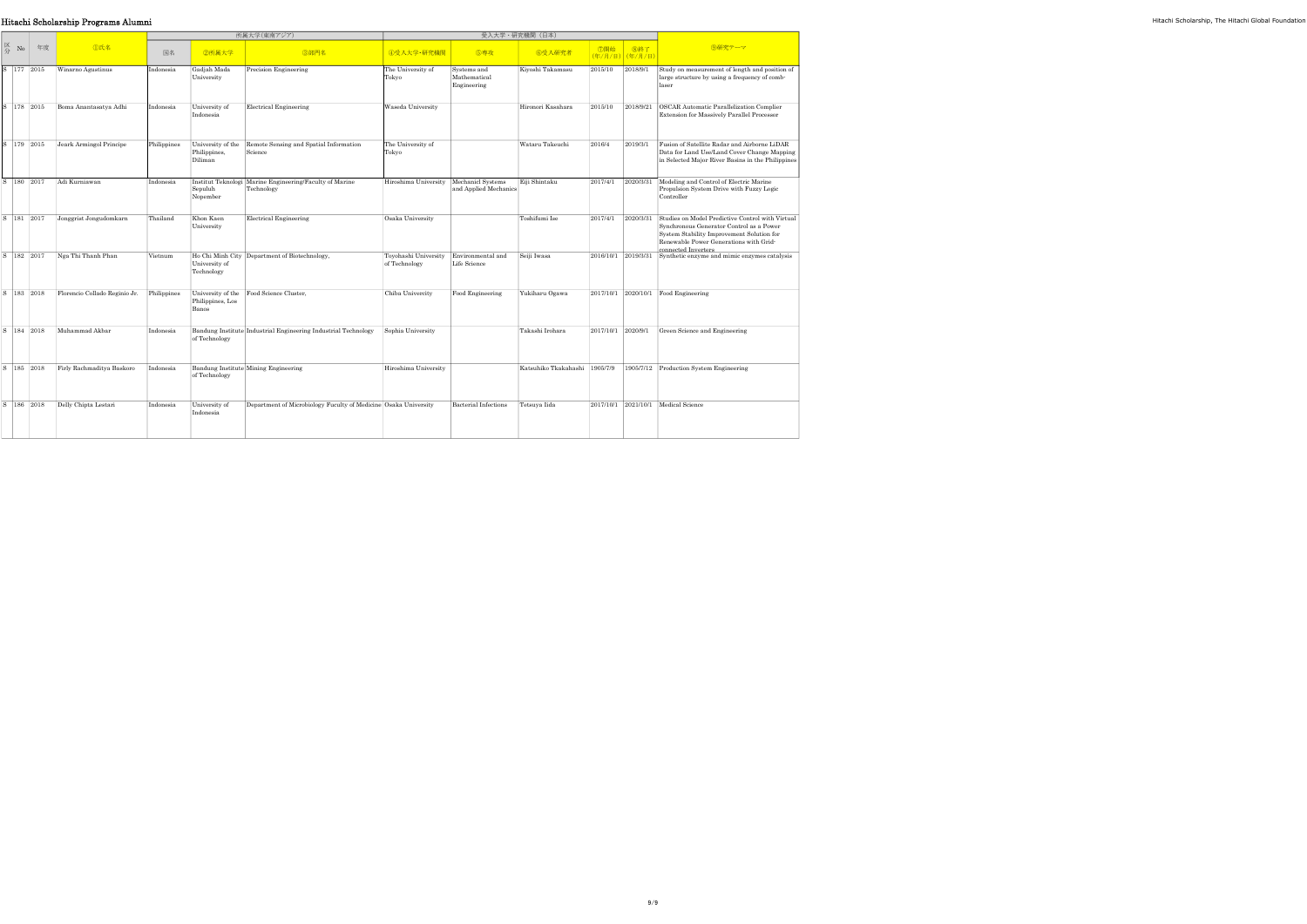# Hitachi Scholarship Programs Alumni

| 区分 | No | 年度 | ①氏名 | 所属大学(東南アジア) | | | 受入大学・研究機関（日本） | | | | | ⑨研究テーマ |
|---|---|---|---|---|---|---|---|---|---|---|---|---|
| | | | | 国名 | ②所属大学 | ③部門名 | ④受入大学・研究機関 | ⑤専攻 | ⑥受入研究者 | ⑦開始(年/月/日) | ⑧終了(年/月/日) | |
| S | 177 | 2015 | Winarno Agustinus | Indonesia | Gadjah Mada University | Precision Engineering | The University of Tokyo | Systems and Mathematical Engineering | Kiyoshi Takamasu | 2015/10 | 2018/9/1 | Study on measurement of length and position of large structure by using a frequency of comb-laser |
| S | 178 | 2015 | Boma Anantasatya Adhi | Indonesia | University of Indonesia | Electrical Engineering | Waseda University | | Hironori Kasahara | 2015/10 | 2018/9/21 | OSCAR Automatic Parallelization Complier Extension for Massively Parallel Processor |
| S | 179 | 2015 | Jeark Armingol Principe | Philippines | University of the Philippines, Diliman | Remote Sensing and Spatial Information Science | The University of Tokyo | | Wataru Takeuchi | 2016/4 | 2019/3/1 | Fusion of Satellite Radar and Airborne LiDAR Data for Land Use/Land Cover Change Mapping in Selected Major River Basins in the Philippines |
| S | 180 | 2017 | Adi Kurniawan | Indonesia | Institut Teknologi Sepuluh Nopember | Marine Engineering/Faculty of Marine Technology | Hiroshima University | Mechanicl Systems and Applied Mechanics | Eiji Shintaku | 2017/4/1 | 2020/3/31 | Modeling and Control of Electric Marine Propulsion System Drive with Fuzzy Logic Controller |
| S | 181 | 2017 | Jonggrist Jongudomkarn | Thailand | Khon Kaen University | Electrical Engineering | Osaka University | | Toshifumi Ise | 2017/4/1 | 2020/3/31 | Studies on Model Predictive Control with Virtual Synchronous Generator Control as a Power System Stability Improvement Solution for Renewable Power Generations with Grid-connected Inverters |
| S | 182 | 2017 | Nga Thi Thanh Phan | Vietnum | Ho Chi Minh City University of Technology | Department of Biotechnology, | Toyohashi University of Technology | Environmental and Life Science | Seiji Iwasa | 2016/10/1 | 2019/3/31 | Synthetic enzyme and mimic enzymes catalysis |
| S | 183 | 2018 | Florencio Collado Reginio Jr. | Philippines | University of the Philippines, Los Banos | Food Science Cluster, | Chiba University | Food Engineering | Yukiharu Ogawa | 2017/10/1 | 2020/10/1 | Food Engineering |
| S | 184 | 2018 | Muhammad Akbar | Indonesia | Bandung Institute of Technology | Industrial Engineering Industrial Technology | Sophia University | | Takashi Irohara | 2017/10/1 | 2020/9/1 | Green Science and Engineering |
| S | 185 | 2018 | Firly Rachmaditya Baskoro | Indonesia | Bandung Institute of Technology | Mining Engineering | Hiroshima University | | Katsuhiko Tkakahashi | 1905/7/9 | 1905/7/12 | Production System Engineering |
| S | 186 | 2018 | Delly Chipta Lestari | Indonesia | University of Indonesia | Department of Microbiology Faculty of Medicine | Osaka University | Bacterial Infections | Tetsuya Iida | 2017/10/1 | 2021/10/1 | Medical Science |